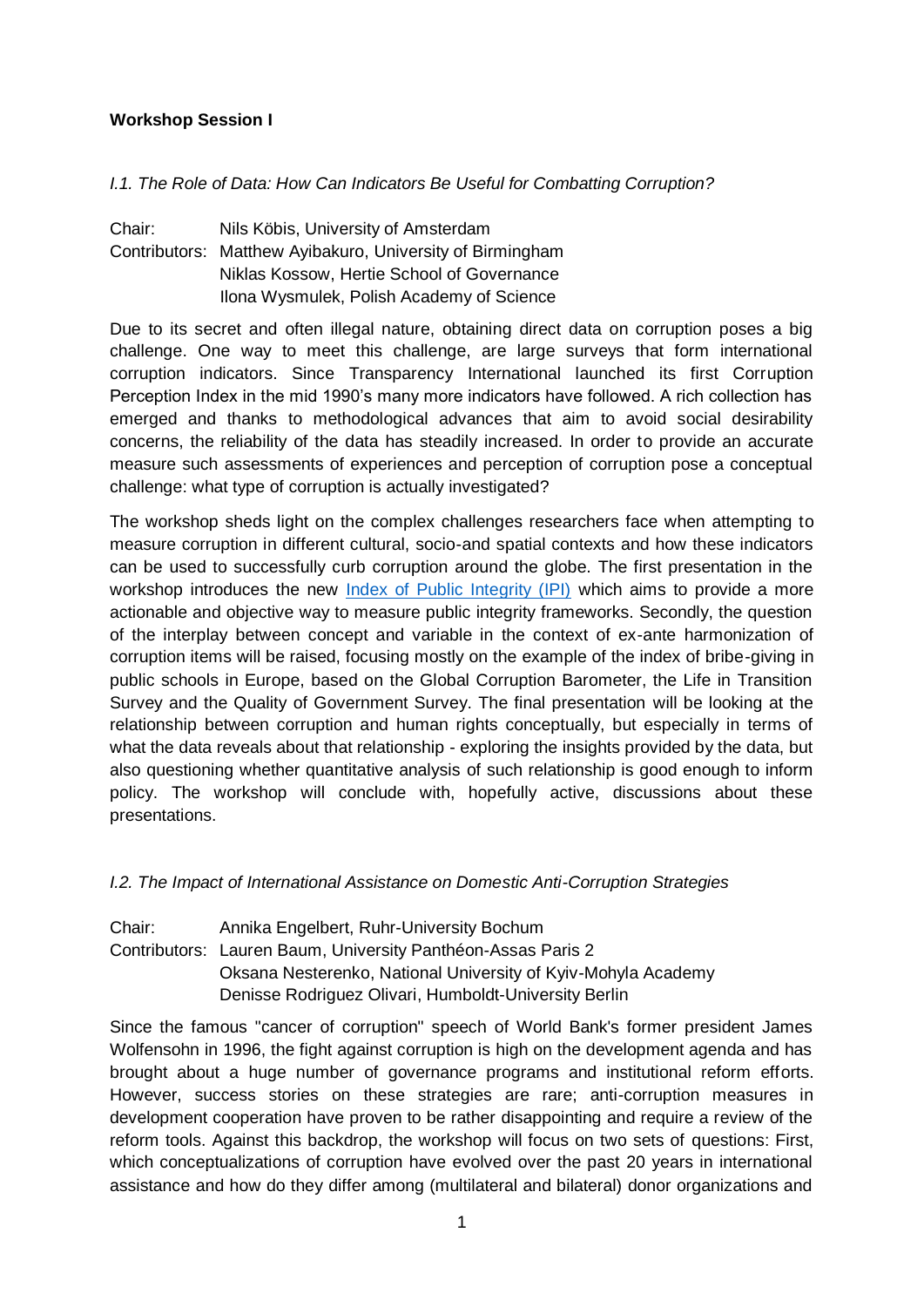**Workshop Session I**

*I.1. The Role of Data: How Can Indicators Be Useful for Combatting Corruption?*

Chair: Nils Köbis, University of Amsterdam
Contributors: Matthew Ayibakuro, University of Birmingham
Niklas Kossow, Hertie School of Governance
Ilona Wysmulek, Polish Academy of Science

Due to its secret and often illegal nature, obtaining direct data on corruption poses a big challenge. One way to meet this challenge, are large surveys that form international corruption indicators. Since Transparency International launched its first Corruption Perception Index in the mid 1990's many more indicators have followed. A rich collection has emerged and thanks to methodological advances that aim to avoid social desirability concerns, the reliability of the data has steadily increased. In order to provide an accurate measure such assessments of experiences and perception of corruption pose a conceptual challenge: what type of corruption is actually investigated?

The workshop sheds light on the complex challenges researchers face when attempting to measure corruption in different cultural, socio-and spatial contexts and how these indicators can be used to successfully curb corruption around the globe. The first presentation in the workshop introduces the new Index of Public Integrity (IPI) which aims to provide a more actionable and objective way to measure public integrity frameworks. Secondly, the question of the interplay between concept and variable in the context of ex-ante harmonization of corruption items will be raised, focusing mostly on the example of the index of bribe-giving in public schools in Europe, based on the Global Corruption Barometer, the Life in Transition Survey and the Quality of Government Survey. The final presentation will be looking at the relationship between corruption and human rights conceptually, but especially in terms of what the data reveals about that relationship - exploring the insights provided by the data, but also questioning whether quantitative analysis of such relationship is good enough to inform policy. The workshop will conclude with, hopefully active, discussions about these presentations.

*I.2. The Impact of International Assistance on Domestic Anti-Corruption Strategies*

Chair: Annika Engelbert, Ruhr-University Bochum
Contributors: Lauren Baum, University Panthéon-Assas Paris 2
Oksana Nesterenko, National University of Kyiv-Mohyla Academy
Denisse Rodriguez Olivari, Humboldt-University Berlin

Since the famous "cancer of corruption" speech of World Bank's former president James Wolfensohn in 1996, the fight against corruption is high on the development agenda and has brought about a huge number of governance programs and institutional reform efforts. However, success stories on these strategies are rare; anti-corruption measures in development cooperation have proven to be rather disappointing and require a review of the reform tools. Against this backdrop, the workshop will focus on two sets of questions: First, which conceptualizations of corruption have evolved over the past 20 years in international assistance and how do they differ among (multilateral and bilateral) donor organizations and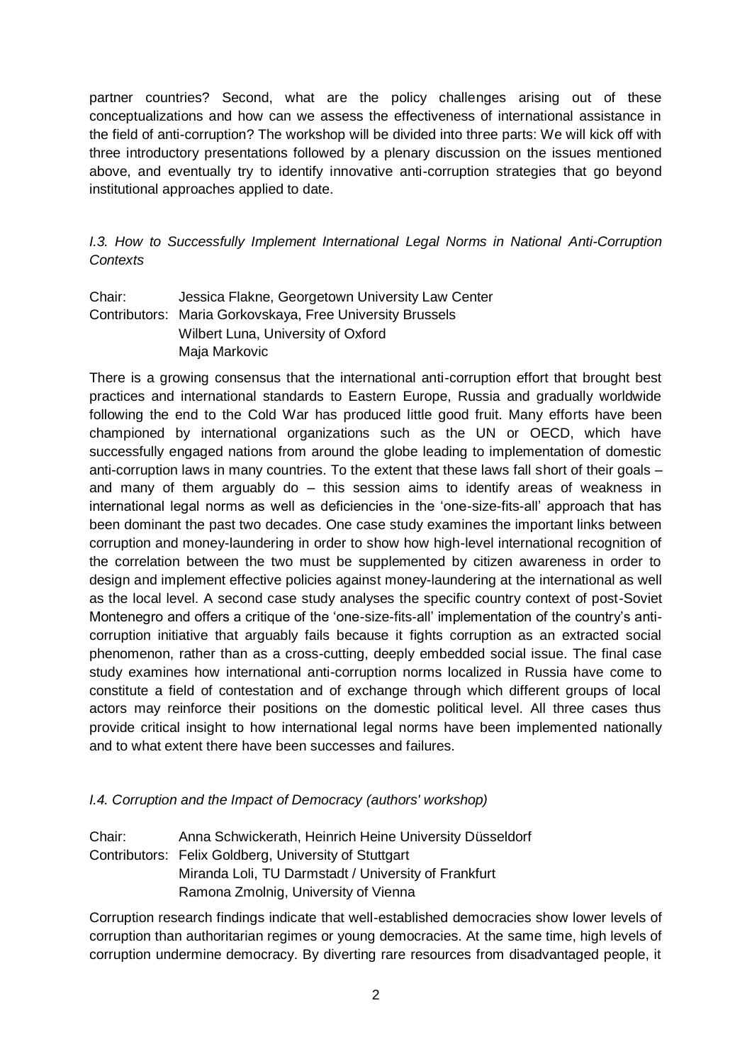partner countries? Second, what are the policy challenges arising out of these conceptualizations and how can we assess the effectiveness of international assistance in the field of anti-corruption? The workshop will be divided into three parts: We will kick off with three introductory presentations followed by a plenary discussion on the issues mentioned above, and eventually try to identify innovative anti-corruption strategies that go beyond institutional approaches applied to date.

### *I.3. How to Successfully Implement International Legal Norms in National Anti-Corruption Contexts*

Chair: Jessica Flakne, Georgetown University Law Center
Contributors: Maria Gorkovskaya, Free University Brussels
Wilbert Luna, University of Oxford
Maja Markovic

There is a growing consensus that the international anti-corruption effort that brought best practices and international standards to Eastern Europe, Russia and gradually worldwide following the end to the Cold War has produced little good fruit. Many efforts have been championed by international organizations such as the UN or OECD, which have successfully engaged nations from around the globe leading to implementation of domestic anti-corruption laws in many countries. To the extent that these laws fall short of their goals – and many of them arguably do – this session aims to identify areas of weakness in international legal norms as well as deficiencies in the 'one-size-fits-all' approach that has been dominant the past two decades. One case study examines the important links between corruption and money-laundering in order to show how high-level international recognition of the correlation between the two must be supplemented by citizen awareness in order to design and implement effective policies against money-laundering at the international as well as the local level. A second case study analyses the specific country context of post-Soviet Montenegro and offers a critique of the 'one-size-fits-all' implementation of the country's anti-corruption initiative that arguably fails because it fights corruption as an extracted social phenomenon, rather than as a cross-cutting, deeply embedded social issue. The final case study examines how international anti-corruption norms localized in Russia have come to constitute a field of contestation and of exchange through which different groups of local actors may reinforce their positions on the domestic political level. All three cases thus provide critical insight to how international legal norms have been implemented nationally and to what extent there have been successes and failures.

### *I.4. Corruption and the Impact of Democracy (authors' workshop)*

Chair: Anna Schwickerath, Heinrich Heine University Düsseldorf
Contributors: Felix Goldberg, University of Stuttgart
Miranda Loli, TU Darmstadt / University of Frankfurt
Ramona Zmolnig, University of Vienna

Corruption research findings indicate that well-established democracies show lower levels of corruption than authoritarian regimes or young democracies. At the same time, high levels of corruption undermine democracy. By diverting rare resources from disadvantaged people, it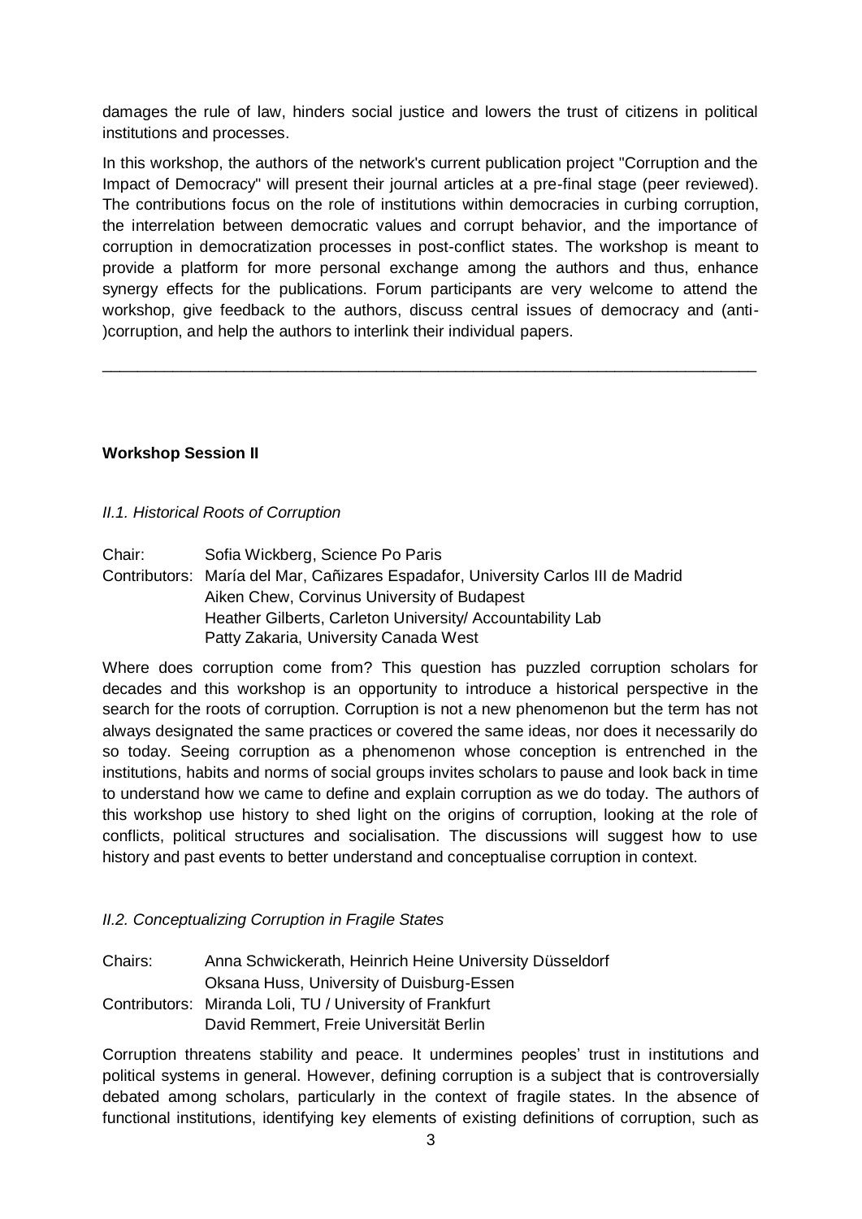damages the rule of law, hinders social justice and lowers the trust of citizens in political institutions and processes.

In this workshop, the authors of the network's current publication project "Corruption and the Impact of Democracy" will present their journal articles at a pre-final stage (peer reviewed). The contributions focus on the role of institutions within democracies in curbing corruption, the interrelation between democratic values and corrupt behavior, and the importance of corruption in democratization processes in post-conflict states. The workshop is meant to provide a platform for more personal exchange among the authors and thus, enhance synergy effects for the publications. Forum participants are very welcome to attend the workshop, give feedback to the authors, discuss central issues of democracy and (anti-)corruption, and help the authors to interlink their individual papers.

---

**Workshop Session II**

*II.1. Historical Roots of Corruption*

Chair: Sofia Wickberg, Science Po Paris
Contributors: María del Mar, Cañizares Espadafor, University Carlos III de Madrid
Aiken Chew, Corvinus University of Budapest
Heather Gilberts, Carleton University/ Accountability Lab
Patty Zakaria, University Canada West

Where does corruption come from? This question has puzzled corruption scholars for decades and this workshop is an opportunity to introduce a historical perspective in the search for the roots of corruption. Corruption is not a new phenomenon but the term has not always designated the same practices or covered the same ideas, nor does it necessarily do so today. Seeing corruption as a phenomenon whose conception is entrenched in the institutions, habits and norms of social groups invites scholars to pause and look back in time to understand how we came to define and explain corruption as we do today. The authors of this workshop use history to shed light on the origins of corruption, looking at the role of conflicts, political structures and socialisation. The discussions will suggest how to use history and past events to better understand and conceptualise corruption in context.

*II.2. Conceptualizing Corruption in Fragile States*

Chairs: Anna Schwickerath, Heinrich Heine University Düsseldorf
Oksana Huss, University of Duisburg-Essen
Contributors: Miranda Loli, TU / University of Frankfurt
David Remmert, Freie Universität Berlin

Corruption threatens stability and peace. It undermines peoples' trust in institutions and political systems in general. However, defining corruption is a subject that is controversially debated among scholars, particularly in the context of fragile states. In the absence of functional institutions, identifying key elements of existing definitions of corruption, such as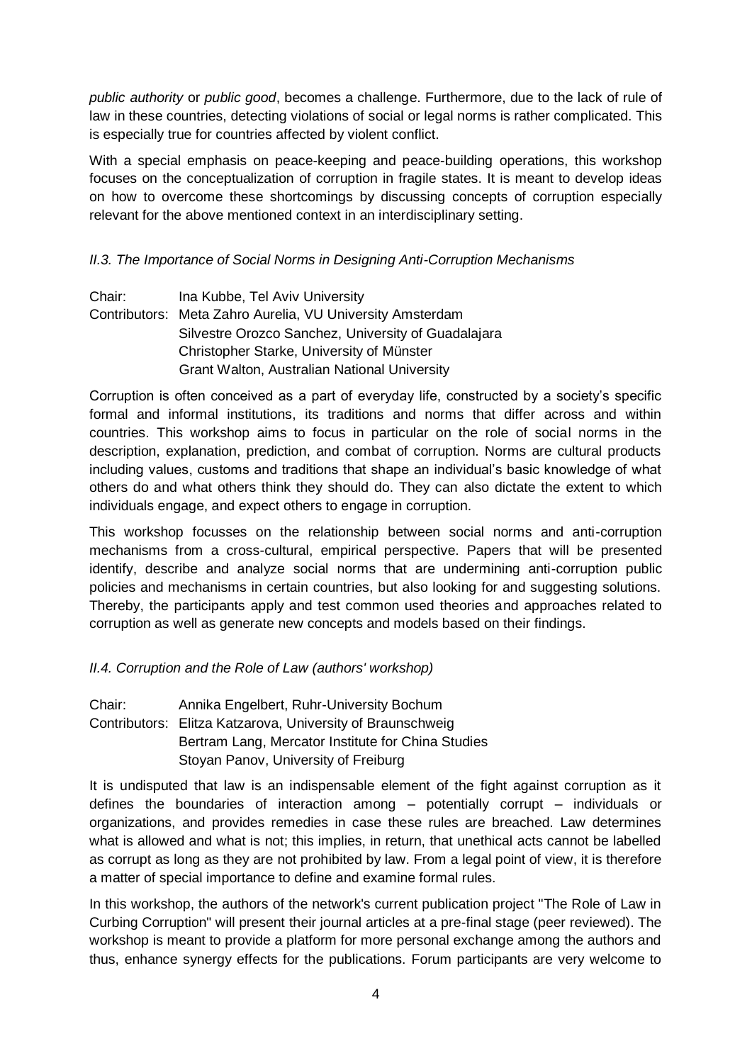*public authority* or *public good*, becomes a challenge. Furthermore, due to the lack of rule of law in these countries, detecting violations of social or legal norms is rather complicated. This is especially true for countries affected by violent conflict.

With a special emphasis on peace-keeping and peace-building operations, this workshop focuses on the conceptualization of corruption in fragile states. It is meant to develop ideas on how to overcome these shortcomings by discussing concepts of corruption especially relevant for the above mentioned context in an interdisciplinary setting.

### *II.3. The Importance of Social Norms in Designing Anti-Corruption Mechanisms*

Chair: Ina Kubbe, Tel Aviv University
Contributors: Meta Zahro Aurelia, VU University Amsterdam
Silvestre Orozco Sanchez, University of Guadalajara
Christopher Starke, University of Münster
Grant Walton, Australian National University

Corruption is often conceived as a part of everyday life, constructed by a society's specific formal and informal institutions, its traditions and norms that differ across and within countries. This workshop aims to focus in particular on the role of social norms in the description, explanation, prediction, and combat of corruption. Norms are cultural products including values, customs and traditions that shape an individual's basic knowledge of what others do and what others think they should do. They can also dictate the extent to which individuals engage, and expect others to engage in corruption.

This workshop focusses on the relationship between social norms and anti-corruption mechanisms from a cross-cultural, empirical perspective. Papers that will be presented identify, describe and analyze social norms that are undermining anti-corruption public policies and mechanisms in certain countries, but also looking for and suggesting solutions. Thereby, the participants apply and test common used theories and approaches related to corruption as well as generate new concepts and models based on their findings.

### *II.4. Corruption and the Role of Law (authors' workshop)*

Chair: Annika Engelbert, Ruhr-University Bochum
Contributors: Elitza Katzarova, University of Braunschweig
Bertram Lang, Mercator Institute for China Studies
Stoyan Panov, University of Freiburg

It is undisputed that law is an indispensable element of the fight against corruption as it defines the boundaries of interaction among – potentially corrupt – individuals or organizations, and provides remedies in case these rules are breached. Law determines what is allowed and what is not; this implies, in return, that unethical acts cannot be labelled as corrupt as long as they are not prohibited by law. From a legal point of view, it is therefore a matter of special importance to define and examine formal rules.

In this workshop, the authors of the network's current publication project "The Role of Law in Curbing Corruption" will present their journal articles at a pre-final stage (peer reviewed). The workshop is meant to provide a platform for more personal exchange among the authors and thus, enhance synergy effects for the publications. Forum participants are very welcome to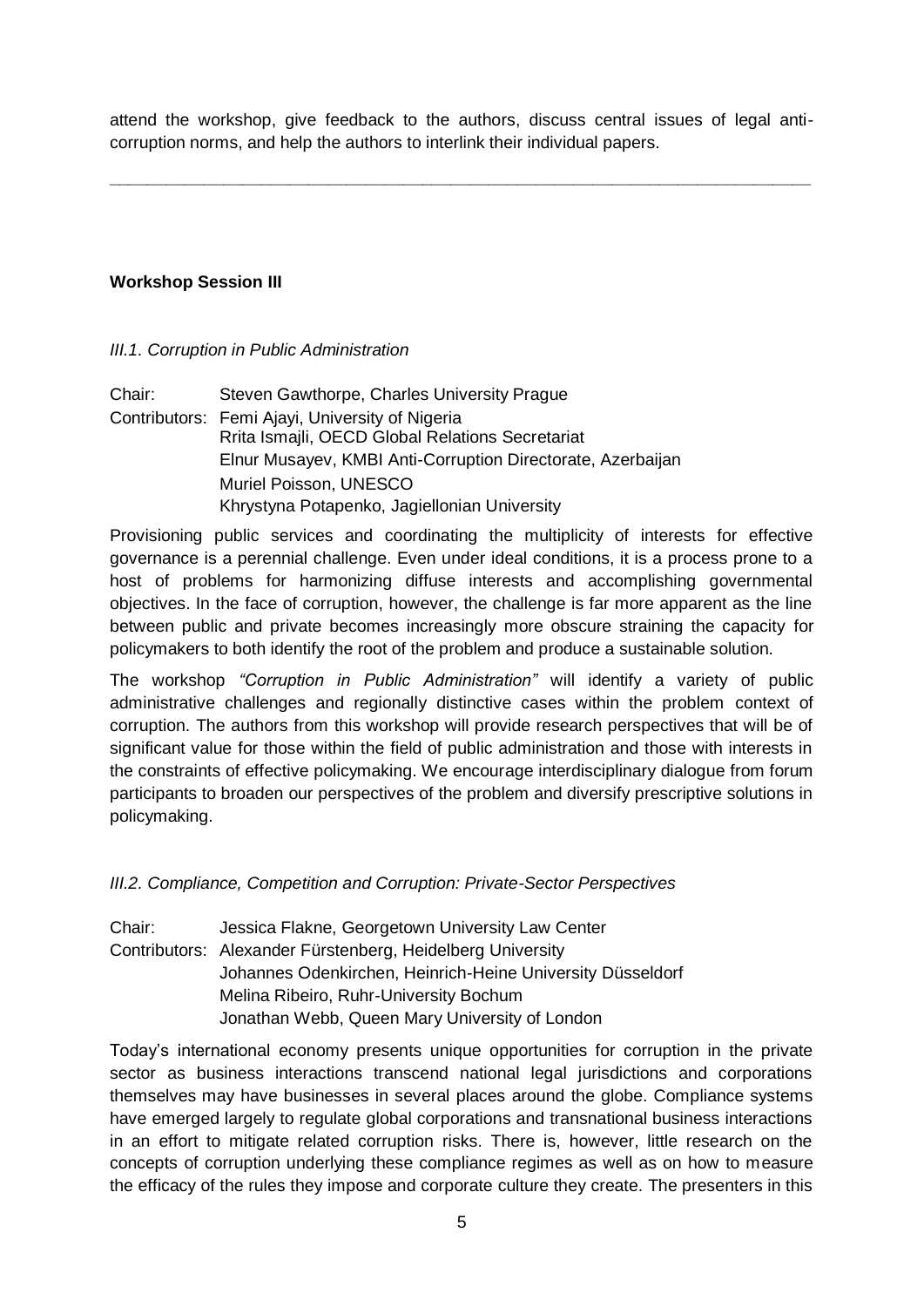attend the workshop, give feedback to the authors, discuss central issues of legal anti-corruption norms, and help the authors to interlink their individual papers.

---

**Workshop Session III**

*III.1. Corruption in Public Administration*

Chair: Steven Gawthorpe, Charles University Prague

Contributors: Femi Ajayi, University of Nigeria
Rrita Ismajli, OECD Global Relations Secretariat
Elnur Musayev, KMBI Anti-Corruption Directorate, Azerbaijan
Muriel Poisson, UNESCO
Khrystyna Potapenko, Jagiellonian University

Provisioning public services and coordinating the multiplicity of interests for effective governance is a perennial challenge. Even under ideal conditions, it is a process prone to a host of problems for harmonizing diffuse interests and accomplishing governmental objectives. In the face of corruption, however, the challenge is far more apparent as the line between public and private becomes increasingly more obscure straining the capacity for policymakers to both identify the root of the problem and produce a sustainable solution.

The workshop *"Corruption in Public Administration"* will identify a variety of public administrative challenges and regionally distinctive cases within the problem context of corruption. The authors from this workshop will provide research perspectives that will be of significant value for those within the field of public administration and those with interests in the constraints of effective policymaking. We encourage interdisciplinary dialogue from forum participants to broaden our perspectives of the problem and diversify prescriptive solutions in policymaking.

*III.2. Compliance, Competition and Corruption: Private-Sector Perspectives*

Chair: Jessica Flakne, Georgetown University Law Center

Contributors: Alexander Fürstenberg, Heidelberg University
Johannes Odenkirchen, Heinrich-Heine University Düsseldorf
Melina Ribeiro, Ruhr-University Bochum
Jonathan Webb, Queen Mary University of London

Today's international economy presents unique opportunities for corruption in the private sector as business interactions transcend national legal jurisdictions and corporations themselves may have businesses in several places around the globe. Compliance systems have emerged largely to regulate global corporations and transnational business interactions in an effort to mitigate related corruption risks. There is, however, little research on the concepts of corruption underlying these compliance regimes as well as on how to measure the efficacy of the rules they impose and corporate culture they create. The presenters in this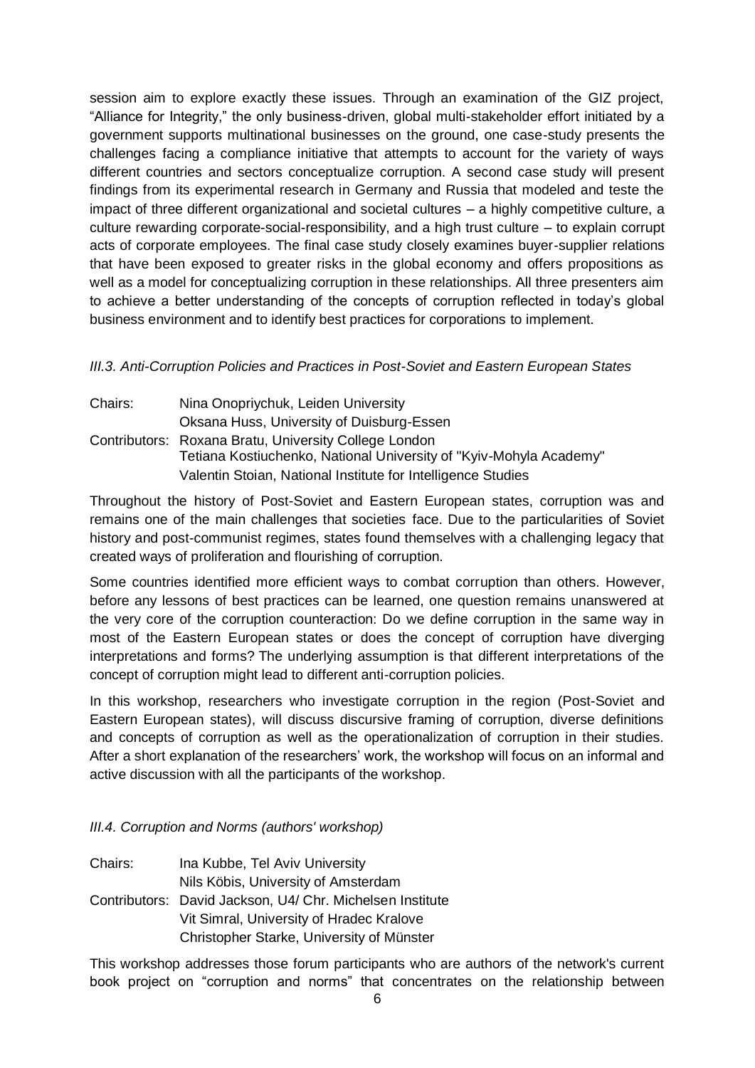session aim to explore exactly these issues. Through an examination of the GIZ project, "Alliance for Integrity," the only business-driven, global multi-stakeholder effort initiated by a government supports multinational businesses on the ground, one case-study presents the challenges facing a compliance initiative that attempts to account for the variety of ways different countries and sectors conceptualize corruption. A second case study will present findings from its experimental research in Germany and Russia that modeled and teste the impact of three different organizational and societal cultures – a highly competitive culture, a culture rewarding corporate-social-responsibility, and a high trust culture – to explain corrupt acts of corporate employees. The final case study closely examines buyer-supplier relations that have been exposed to greater risks in the global economy and offers propositions as well as a model for conceptualizing corruption in these relationships. All three presenters aim to achieve a better understanding of the concepts of corruption reflected in today's global business environment and to identify best practices for corporations to implement.

*III.3. Anti-Corruption Policies and Practices in Post-Soviet and Eastern European States*

Chairs: Nina Onopriychuk, Leiden University
Oksana Huss, University of Duisburg-Essen
Contributors: Roxana Bratu, University College London
Tetiana Kostiuchenko, National University of "Kyiv-Mohyla Academy"
Valentin Stoian, National Institute for Intelligence Studies

Throughout the history of Post-Soviet and Eastern European states, corruption was and remains one of the main challenges that societies face. Due to the particularities of Soviet history and post-communist regimes, states found themselves with a challenging legacy that created ways of proliferation and flourishing of corruption.

Some countries identified more efficient ways to combat corruption than others. However, before any lessons of best practices can be learned, one question remains unanswered at the very core of the corruption counteraction: Do we define corruption in the same way in most of the Eastern European states or does the concept of corruption have diverging interpretations and forms? The underlying assumption is that different interpretations of the concept of corruption might lead to different anti-corruption policies.

In this workshop, researchers who investigate corruption in the region (Post-Soviet and Eastern European states), will discuss discursive framing of corruption, diverse definitions and concepts of corruption as well as the operationalization of corruption in their studies. After a short explanation of the researchers' work, the workshop will focus on an informal and active discussion with all the participants of the workshop.

*III.4. Corruption and Norms (authors' workshop)*

Chairs: Ina Kubbe, Tel Aviv University
Nils Köbis, University of Amsterdam
Contributors: David Jackson, U4/ Chr. Michelsen Institute
Vit Simral, University of Hradec Kralove
Christopher Starke, University of Münster

This workshop addresses those forum participants who are authors of the network's current book project on "corruption and norms" that concentrates on the relationship between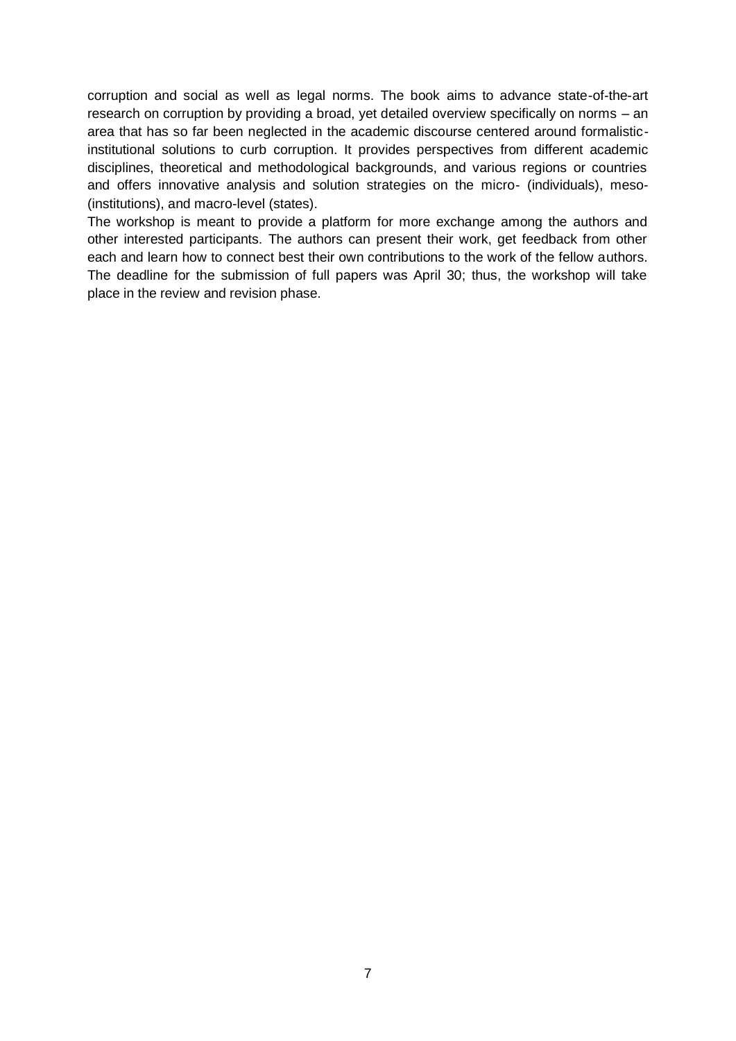corruption and social as well as legal norms. The book aims to advance state-of-the-art research on corruption by providing a broad, yet detailed overview specifically on norms – an area that has so far been neglected in the academic discourse centered around formalistic-institutional solutions to curb corruption. It provides perspectives from different academic disciplines, theoretical and methodological backgrounds, and various regions or countries and offers innovative analysis and solution strategies on the micro- (individuals), meso- (institutions), and macro-level (states).

The workshop is meant to provide a platform for more exchange among the authors and other interested participants. The authors can present their work, get feedback from other each and learn how to connect best their own contributions to the work of the fellow authors. The deadline for the submission of full papers was April 30; thus, the workshop will take place in the review and revision phase.